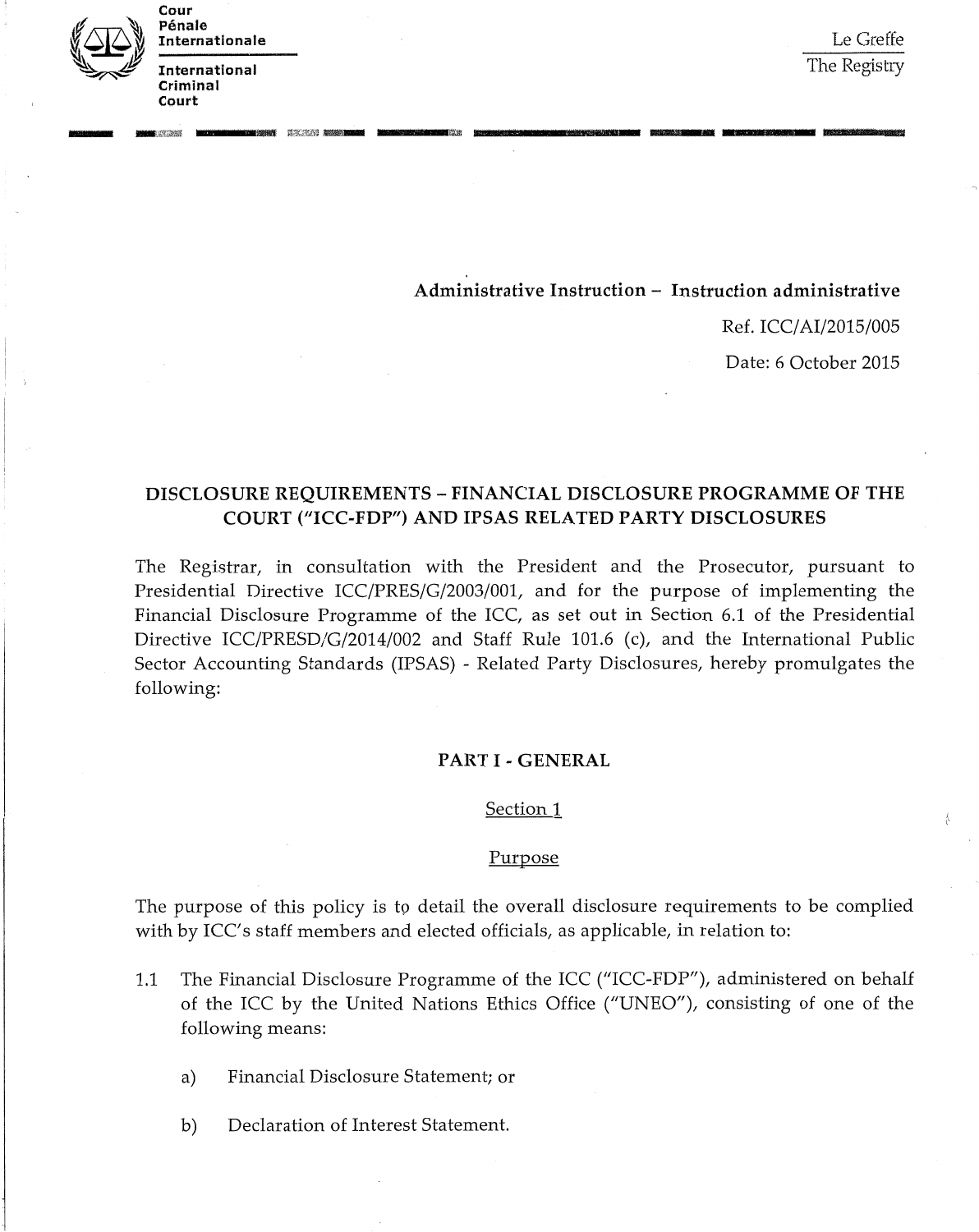Cour Pénale Internationale

International Criminal Court

Le Greffe
The Registry

**Administrative Instruction – Instruction administrative**

Ref. ICC/AI/2015/005

Date: 6 October 2015

# DISCLOSURE REQUIREMENTS – FINANCIAL DISCLOSURE PROGRAMME OF THE COURT ("ICC-FDP") AND IPSAS RELATED PARTY DISCLOSURES

The Registrar, in consultation with the President and the Prosecutor, pursuant to Presidential Directive ICC/PRES/G/2003/001, and for the purpose of implementing the Financial Disclosure Programme of the ICC, as set out in Section 6.1 of the Presidential Directive ICC/PRESD/G/2014/002 and Staff Rule 101.6 (c), and the International Public Sector Accounting Standards (IPSAS) - Related Party Disclosures, hereby promulgates the following:

## PART I - GENERAL

### Section 1

### Purpose

The purpose of this policy is to detail the overall disclosure requirements to be complied with by ICC's staff members and elected officials, as applicable, in relation to:

1.1 The Financial Disclosure Programme of the ICC ("ICC-FDP"), administered on behalf of the ICC by the United Nations Ethics Office ("UNEO"), consisting of one of the following means:

   a) Financial Disclosure Statement; or

   b) Declaration of Interest Statement.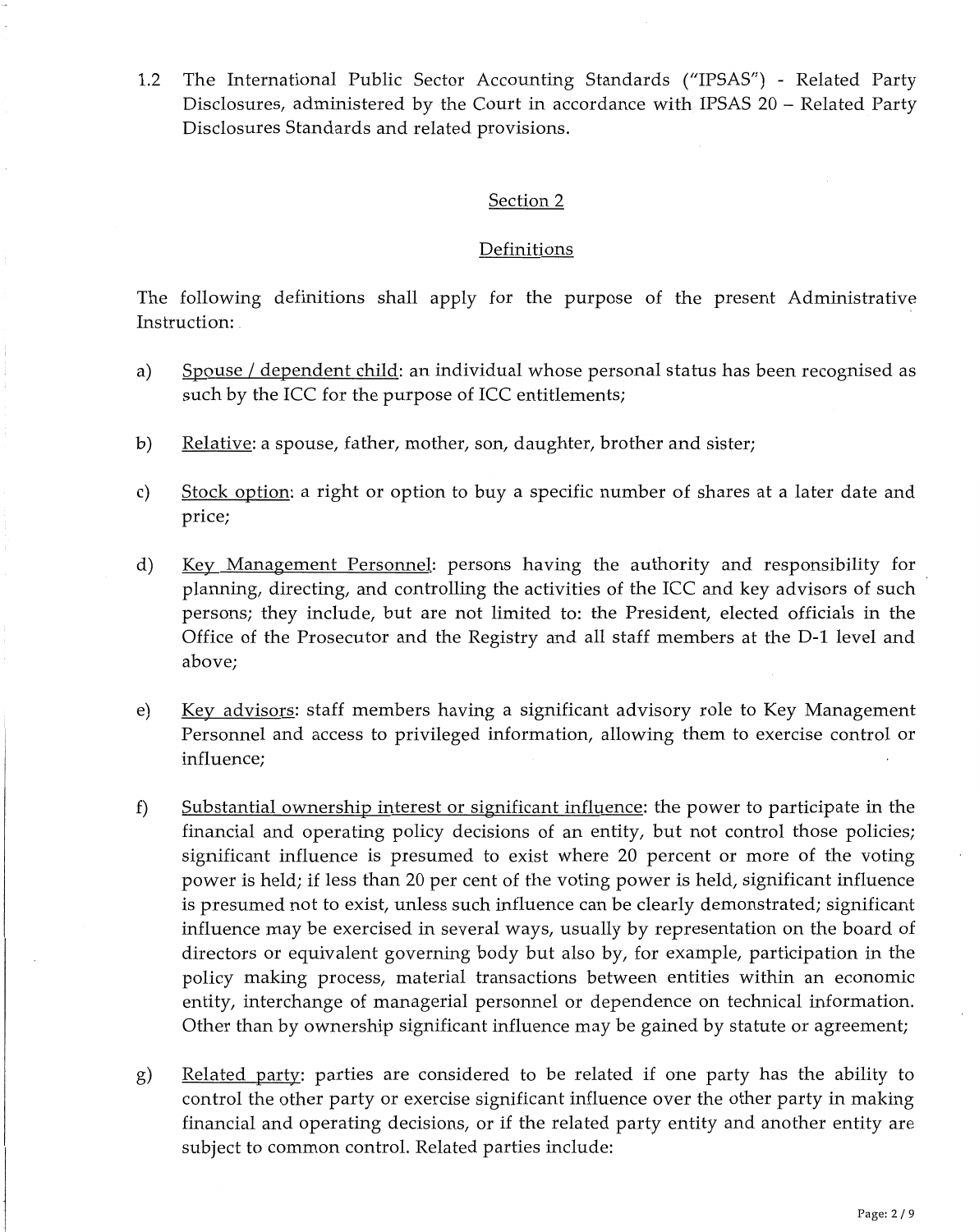1.2 The International Public Sector Accounting Standards ("IPSAS") - Related Party Disclosures, administered by the Court in accordance with IPSAS 20 – Related Party Disclosures Standards and related provisions.

## Section 2

## Definitions

The following definitions shall apply for the purpose of the present Administrative Instruction:

a) Spouse / dependent child: an individual whose personal status has been recognised as such by the ICC for the purpose of ICC entitlements;

b) Relative: a spouse, father, mother, son, daughter, brother and sister;

c) Stock option: a right or option to buy a specific number of shares at a later date and price;

d) Key Management Personnel: persons having the authority and responsibility for planning, directing, and controlling the activities of the ICC and key advisors of such persons; they include, but are not limited to: the President, elected officials in the Office of the Prosecutor and the Registry and all staff members at the D-1 level and above;

e) Key advisors: staff members having a significant advisory role to Key Management Personnel and access to privileged information, allowing them to exercise control or influence;

f) Substantial ownership interest or significant influence: the power to participate in the financial and operating policy decisions of an entity, but not control those policies; significant influence is presumed to exist where 20 percent or more of the voting power is held; if less than 20 per cent of the voting power is held, significant influence is presumed not to exist, unless such influence can be clearly demonstrated; significant influence may be exercised in several ways, usually by representation on the board of directors or equivalent governing body but also by, for example, participation in the policy making process, material transactions between entities within an economic entity, interchange of managerial personnel or dependence on technical information. Other than by ownership significant influence may be gained by statute or agreement;

g) Related party: parties are considered to be related if one party has the ability to control the other party or exercise significant influence over the other party in making financial and operating decisions, or if the related party entity and another entity are subject to common control. Related parties include: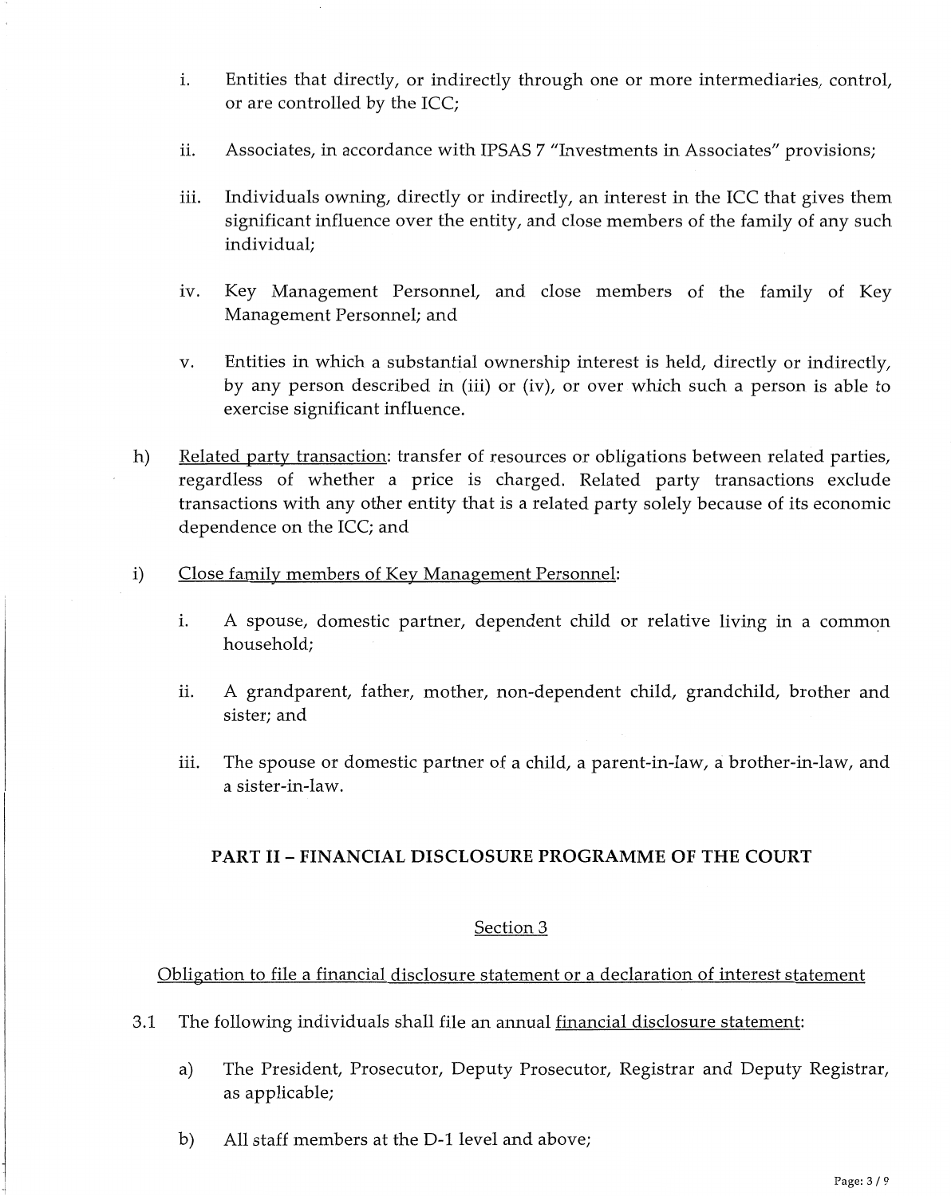i. Entities that directly, or indirectly through one or more intermediaries, control, or are controlled by the ICC;

ii. Associates, in accordance with IPSAS 7 "Investments in Associates" provisions;

iii. Individuals owning, directly or indirectly, an interest in the ICC that gives them significant influence over the entity, and close members of the family of any such individual;

iv. Key Management Personnel, and close members of the family of Key Management Personnel; and

v. Entities in which a substantial ownership interest is held, directly or indirectly, by any person described in (iii) or (iv), or over which such a person is able to exercise significant influence.

h) Related party transaction: transfer of resources or obligations between related parties, regardless of whether a price is charged. Related party transactions exclude transactions with any other entity that is a related party solely because of its economic dependence on the ICC; and

i) Close family members of Key Management Personnel:

i. A spouse, domestic partner, dependent child or relative living in a common household;

ii. A grandparent, father, mother, non-dependent child, grandchild, brother and sister; and

iii. The spouse or domestic partner of a child, a parent-in-law, a brother-in-law, and a sister-in-law.

## PART II – FINANCIAL DISCLOSURE PROGRAMME OF THE COURT

### Section 3

### Obligation to file a financial disclosure statement or a declaration of interest statement

3.1 The following individuals shall file an annual financial disclosure statement:

a) The President, Prosecutor, Deputy Prosecutor, Registrar and Deputy Registrar, as applicable;

b) All staff members at the D-1 level and above;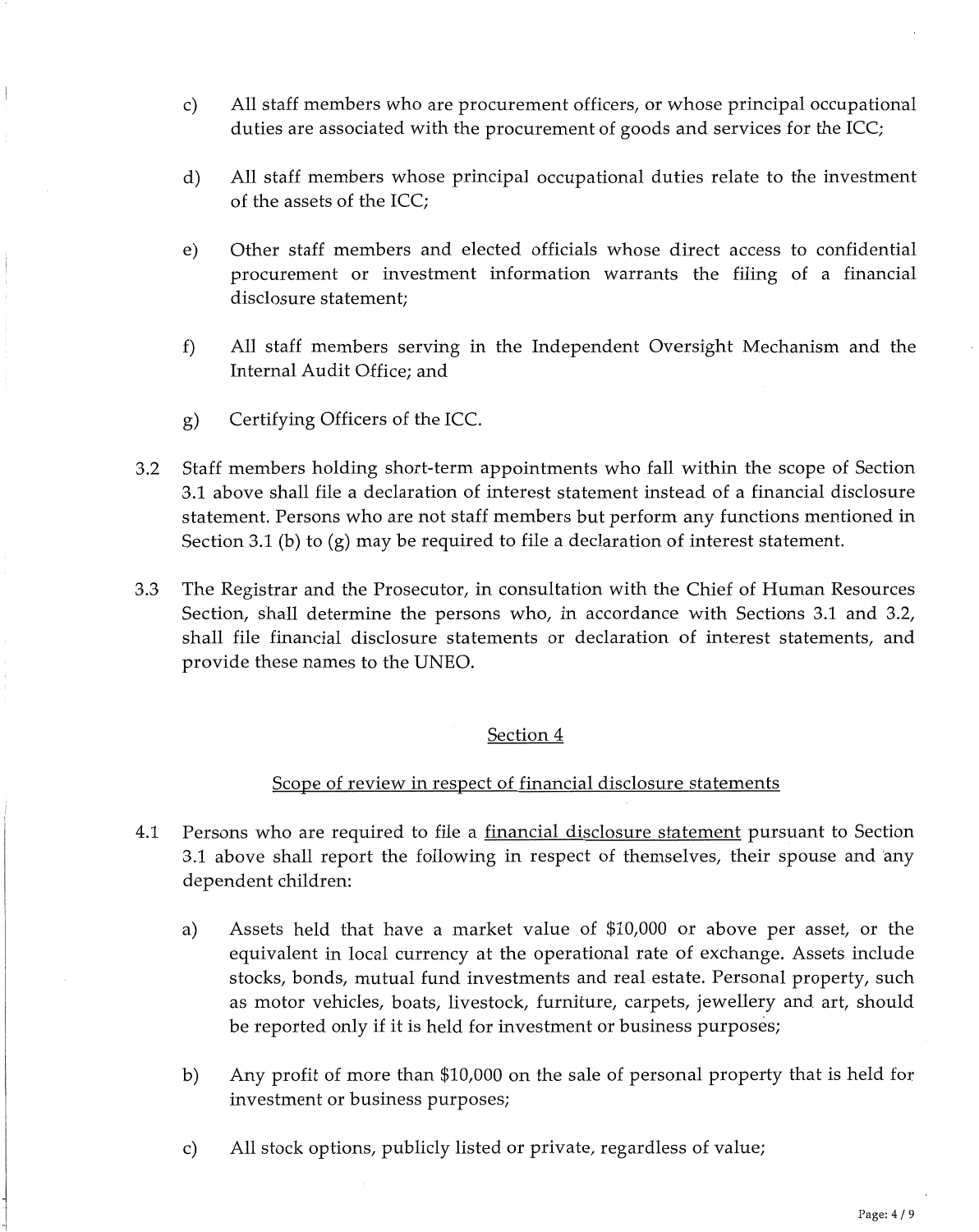c) All staff members who are procurement officers, or whose principal occupational duties are associated with the procurement of goods and services for the ICC;

d) All staff members whose principal occupational duties relate to the investment of the assets of the ICC;

e) Other staff members and elected officials whose direct access to confidential procurement or investment information warrants the filing of a financial disclosure statement;

f) All staff members serving in the Independent Oversight Mechanism and the Internal Audit Office; and

g) Certifying Officers of the ICC.

3.2 Staff members holding short-term appointments who fall within the scope of Section 3.1 above shall file a declaration of interest statement instead of a financial disclosure statement. Persons who are not staff members but perform any functions mentioned in Section 3.1 (b) to (g) may be required to file a declaration of interest statement.

3.3 The Registrar and the Prosecutor, in consultation with the Chief of Human Resources Section, shall determine the persons who, in accordance with Sections 3.1 and 3.2, shall file financial disclosure statements or declaration of interest statements, and provide these names to the UNEO.

## Section 4

### Scope of review in respect of financial disclosure statements

4.1 Persons who are required to file a financial disclosure statement pursuant to Section 3.1 above shall report the following in respect of themselves, their spouse and any dependent children:

a) Assets held that have a market value of $10,000 or above per asset, or the equivalent in local currency at the operational rate of exchange. Assets include stocks, bonds, mutual fund investments and real estate. Personal property, such as motor vehicles, boats, livestock, furniture, carpets, jewellery and art, should be reported only if it is held for investment or business purposes;

b) Any profit of more than $10,000 on the sale of personal property that is held for investment or business purposes;

c) All stock options, publicly listed or private, regardless of value;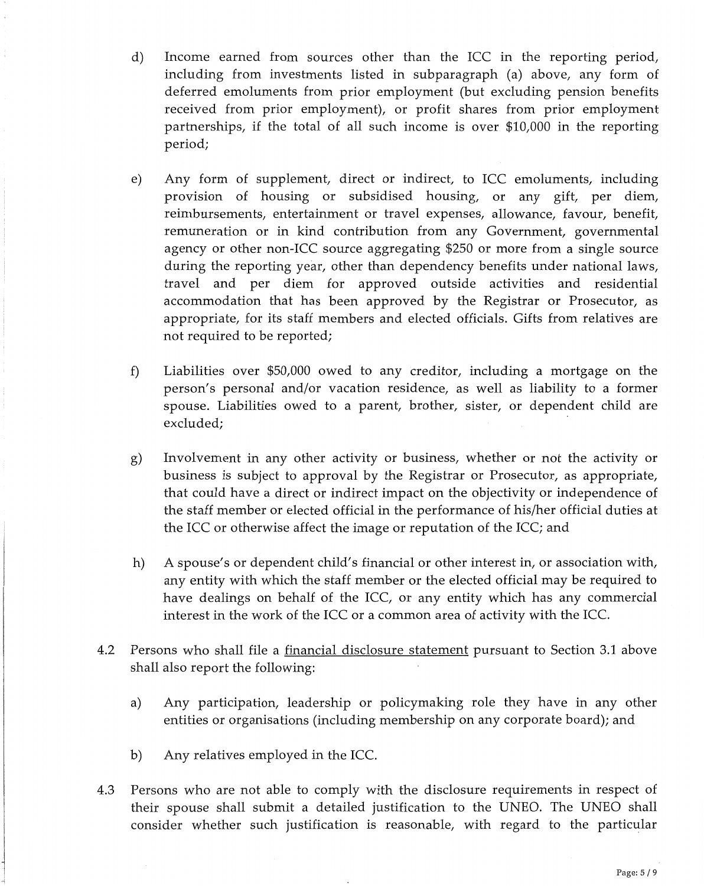d) Income earned from sources other than the ICC in the reporting period, including from investments listed in subparagraph (a) above, any form of deferred emoluments from prior employment (but excluding pension benefits received from prior employment), or profit shares from prior employment partnerships, if the total of all such income is over $10,000 in the reporting period;

e) Any form of supplement, direct or indirect, to ICC emoluments, including provision of housing or subsidised housing, or any gift, per diem, reimbursements, entertainment or travel expenses, allowance, favour, benefit, remuneration or in kind contribution from any Government, governmental agency or other non-ICC source aggregating $250 or more from a single source during the reporting year, other than dependency benefits under national laws, travel and per diem for approved outside activities and residential accommodation that has been approved by the Registrar or Prosecutor, as appropriate, for its staff members and elected officials. Gifts from relatives are not required to be reported;

f) Liabilities over $50,000 owed to any creditor, including a mortgage on the person's personal and/or vacation residence, as well as liability to a former spouse. Liabilities owed to a parent, brother, sister, or dependent child are excluded;

g) Involvement in any other activity or business, whether or not the activity or business is subject to approval by the Registrar or Prosecutor, as appropriate, that could have a direct or indirect impact on the objectivity or independence of the staff member or elected official in the performance of his/her official duties at the ICC or otherwise affect the image or reputation of the ICC; and

h) A spouse's or dependent child's financial or other interest in, or association with, any entity with which the staff member or the elected official may be required to have dealings on behalf of the ICC, or any entity which has any commercial interest in the work of the ICC or a common area of activity with the ICC.

4.2 Persons who shall file a financial disclosure statement pursuant to Section 3.1 above shall also report the following:

a) Any participation, leadership or policymaking role they have in any other entities or organisations (including membership on any corporate board); and

b) Any relatives employed in the ICC.

4.3 Persons who are not able to comply with the disclosure requirements in respect of their spouse shall submit a detailed justification to the UNEO. The UNEO shall consider whether such justification is reasonable, with regard to the particular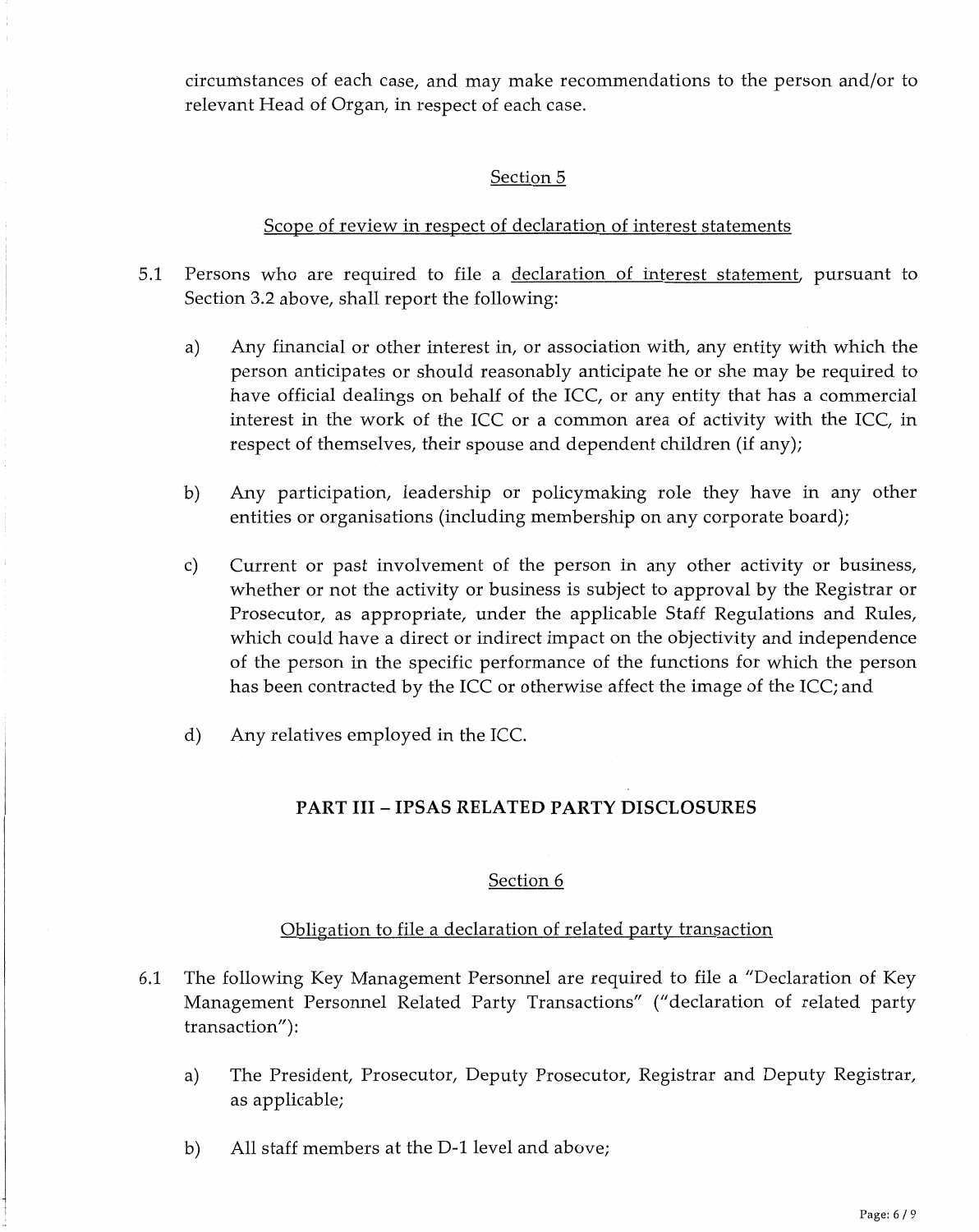circumstances of each case, and may make recommendations to the person and/or to relevant Head of Organ, in respect of each case.

### Section 5

### Scope of review in respect of declaration of interest statements

5.1 Persons who are required to file a declaration of interest statement, pursuant to Section 3.2 above, shall report the following:

a) Any financial or other interest in, or association with, any entity with which the person anticipates or should reasonably anticipate he or she may be required to have official dealings on behalf of the ICC, or any entity that has a commercial interest in the work of the ICC or a common area of activity with the ICC, in respect of themselves, their spouse and dependent children (if any);

b) Any participation, leadership or policymaking role they have in any other entities or organisations (including membership on any corporate board);

c) Current or past involvement of the person in any other activity or business, whether or not the activity or business is subject to approval by the Registrar or Prosecutor, as appropriate, under the applicable Staff Regulations and Rules, which could have a direct or indirect impact on the objectivity and independence of the person in the specific performance of the functions for which the person has been contracted by the ICC or otherwise affect the image of the ICC; and

d) Any relatives employed in the ICC.

## PART III – IPSAS RELATED PARTY DISCLOSURES

### Section 6

### Obligation to file a declaration of related party transaction

6.1 The following Key Management Personnel are required to file a "Declaration of Key Management Personnel Related Party Transactions" ("declaration of related party transaction"):

a) The President, Prosecutor, Deputy Prosecutor, Registrar and Deputy Registrar, as applicable;

b) All staff members at the D-1 level and above;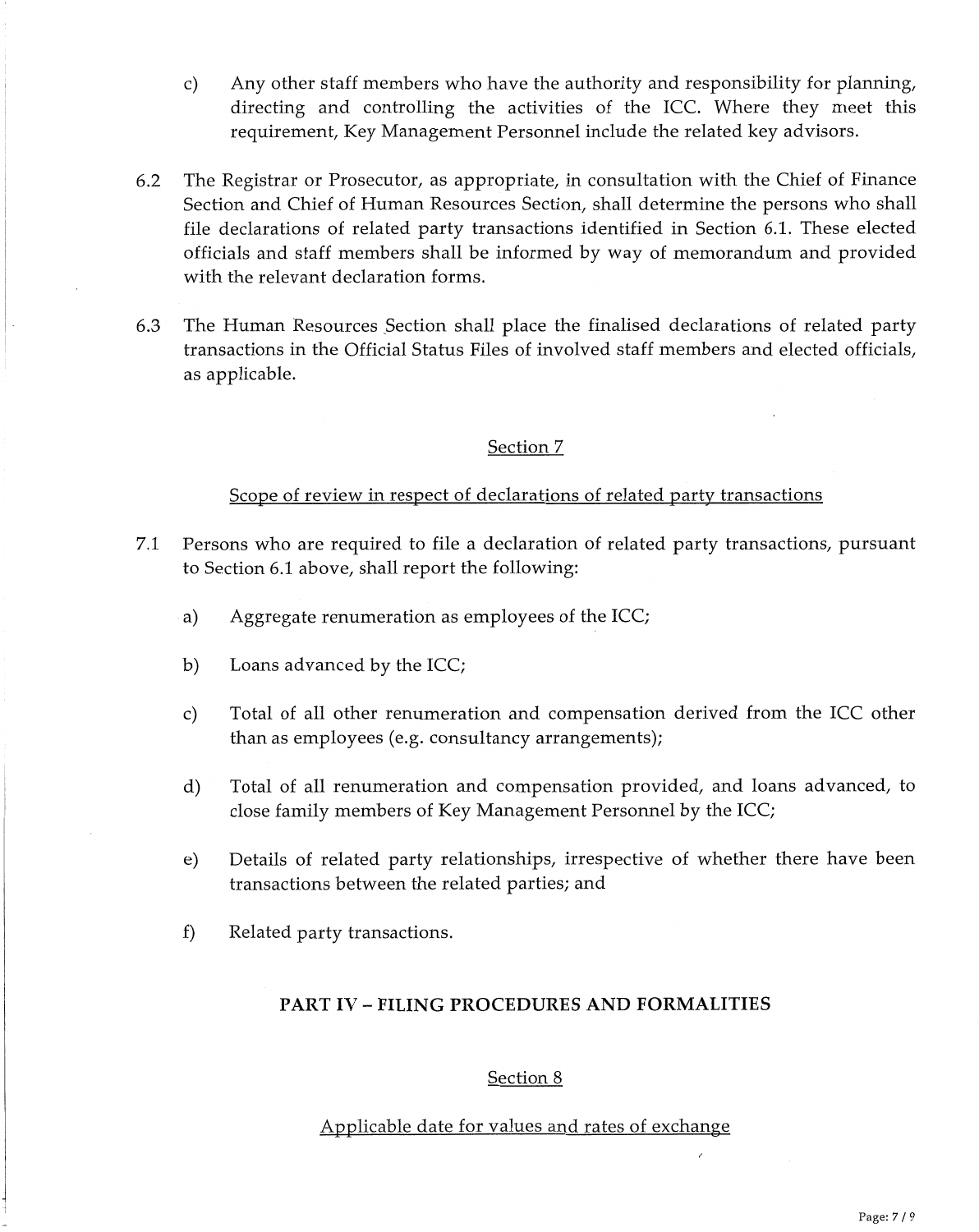c) Any other staff members who have the authority and responsibility for planning, directing and controlling the activities of the ICC. Where they meet this requirement, Key Management Personnel include the related key advisors.

6.2 The Registrar or Prosecutor, as appropriate, in consultation with the Chief of Finance Section and Chief of Human Resources Section, shall determine the persons who shall file declarations of related party transactions identified in Section 6.1. These elected officials and staff members shall be informed by way of memorandum and provided with the relevant declaration forms.

6.3 The Human Resources Section shall place the finalised declarations of related party transactions in the Official Status Files of involved staff members and elected officials, as applicable.

## Section 7

### Scope of review in respect of declarations of related party transactions

7.1 Persons who are required to file a declaration of related party transactions, pursuant to Section 6.1 above, shall report the following:

a) Aggregate renumeration as employees of the ICC;

b) Loans advanced by the ICC;

c) Total of all other renumeration and compensation derived from the ICC other than as employees (e.g. consultancy arrangements);

d) Total of all renumeration and compensation provided, and loans advanced, to close family members of Key Management Personnel by the ICC;

e) Details of related party relationships, irrespective of whether there have been transactions between the related parties; and

f) Related party transactions.

# PART IV – FILING PROCEDURES AND FORMALITIES

## Section 8

### Applicable date for values and rates of exchange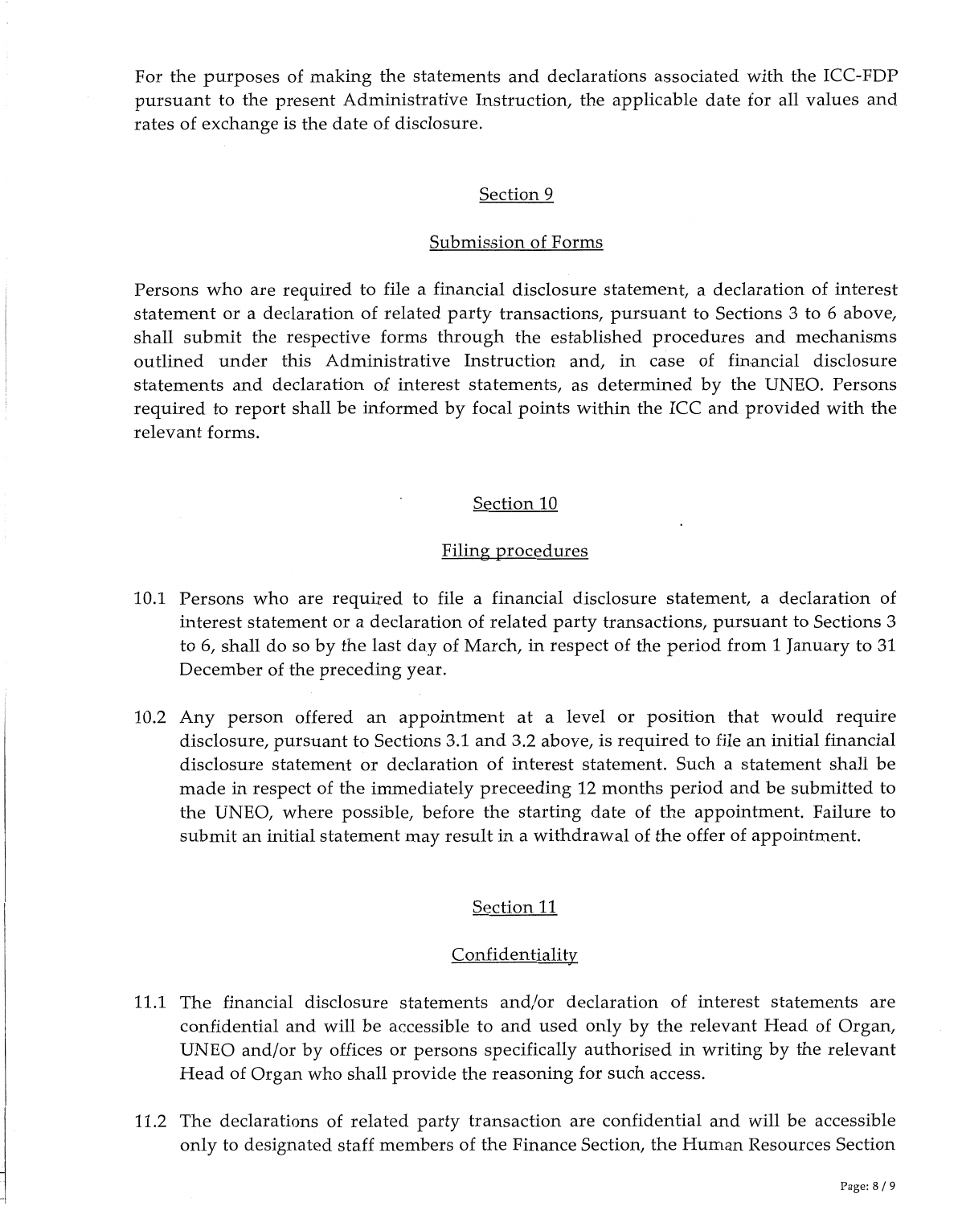For the purposes of making the statements and declarations associated with the ICC-FDP pursuant to the present Administrative Instruction, the applicable date for all values and rates of exchange is the date of disclosure.

## Section 9

## Submission of Forms

Persons who are required to file a financial disclosure statement, a declaration of interest statement or a declaration of related party transactions, pursuant to Sections 3 to 6 above, shall submit the respective forms through the established procedures and mechanisms outlined under this Administrative Instruction and, in case of financial disclosure statements and declaration of interest statements, as determined by the UNEO. Persons required to report shall be informed by focal points within the ICC and provided with the relevant forms.

## Section 10

## Filing procedures

10.1 Persons who are required to file a financial disclosure statement, a declaration of interest statement or a declaration of related party transactions, pursuant to Sections 3 to 6, shall do so by the last day of March, in respect of the period from 1 January to 31 December of the preceding year.

10.2 Any person offered an appointment at a level or position that would require disclosure, pursuant to Sections 3.1 and 3.2 above, is required to file an initial financial disclosure statement or declaration of interest statement. Such a statement shall be made in respect of the immediately preceeding 12 months period and be submitted to the UNEO, where possible, before the starting date of the appointment. Failure to submit an initial statement may result in a withdrawal of the offer of appointment.

## Section 11

## Confidentiality

11.1 The financial disclosure statements and/or declaration of interest statements are confidential and will be accessible to and used only by the relevant Head of Organ, UNEO and/or by offices or persons specifically authorised in writing by the relevant Head of Organ who shall provide the reasoning for such access.

11.2 The declarations of related party transaction are confidential and will be accessible only to designated staff members of the Finance Section, the Human Resources Section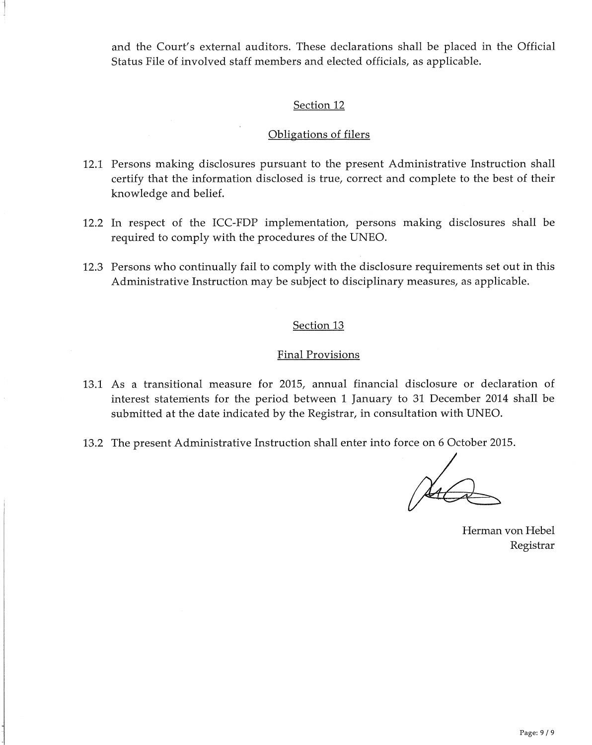and the Court's external auditors. These declarations shall be placed in the Official Status File of involved staff members and elected officials, as applicable.

## Section 12

## Obligations of filers

12.1 Persons making disclosures pursuant to the present Administrative Instruction shall certify that the information disclosed is true, correct and complete to the best of their knowledge and belief.

12.2 In respect of the ICC-FDP implementation, persons making disclosures shall be required to comply with the procedures of the UNEO.

12.3 Persons who continually fail to comply with the disclosure requirements set out in this Administrative Instruction may be subject to disciplinary measures, as applicable.

## Section 13

## Final Provisions

13.1 As a transitional measure for 2015, annual financial disclosure or declaration of interest statements for the period between 1 January to 31 December 2014 shall be submitted at the date indicated by the Registrar, in consultation with UNEO.

13.2 The present Administrative Instruction shall enter into force on 6 October 2015.

Herman von Hebel
Registrar